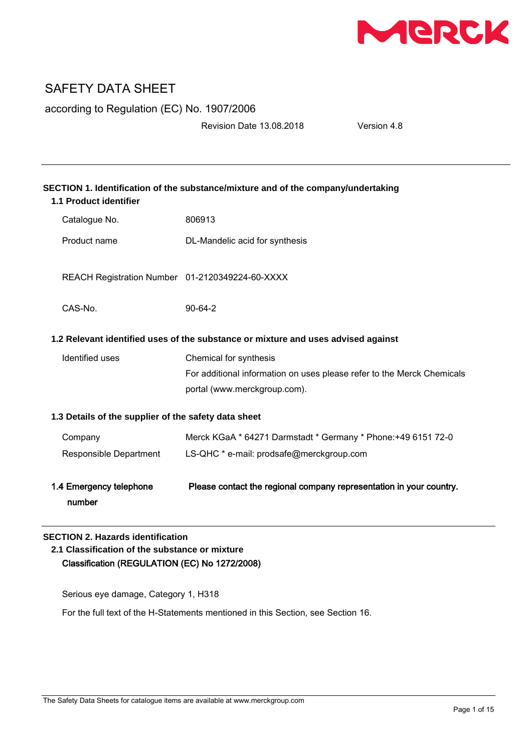# SAFETY DATA SHEET

according to Regulation (EC) No. 1907/2006

Revision Date 13.08.2018 Version 4.8

## SECTION 1. Identification of the substance/mixture and of the company/undertaking

### 1.1 Product identifier

| | |
|---|---|
| Catalogue No. | 806913 |
| Product name | DL-Mandelic acid for synthesis |
| REACH Registration Number | 01-2120349224-60-XXXX |
| CAS-No. | 90-64-2 |

### 1.2 Relevant identified uses of the substance or mixture and uses advised against

| | |
|---|---|
| Identified uses | Chemical for synthesis<br>For additional information on uses please refer to the Merck Chemicals portal (www.merckgroup.com). |

### 1.3 Details of the supplier of the safety data sheet

| | |
|---|---|
| Company | Merck KGaA * 64271 Darmstadt * Germany * Phone:+49 6151 72-0 |
| Responsible Department | LS-QHC * e-mail: prodsafe@merckgroup.com |

### 1.4 Emergency telephone number

**Please contact the regional company representation in your country.**

## SECTION 2. Hazards identification

### 2.1 Classification of the substance or mixture

**Classification (REGULATION (EC) No 1272/2008)**

Serious eye damage, Category 1, H318

For the full text of the H-Statements mentioned in this Section, see Section 16.

The Safety Data Sheets for catalogue items are available at www.merckgroup.com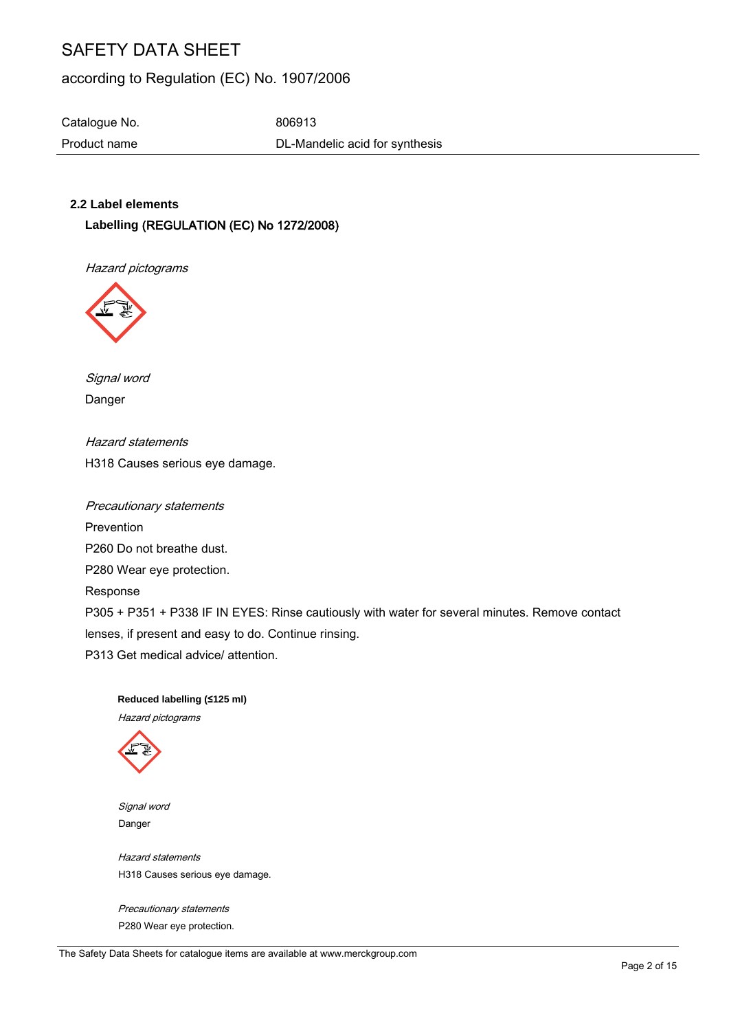# SAFETY DATA SHEET

according to Regulation (EC) No. 1907/2006

| Catalogue No. | 806913 |
| --- | --- |
| Product name | DL-Mandelic acid for synthesis |

### 2.2 Label elements

**Labelling (REGULATION (EC) No 1272/2008)**

*Hazard pictograms*

*Signal word*

Danger

*Hazard statements*

H318 Causes serious eye damage.

*Precautionary statements*

Prevention

P260 Do not breathe dust.

P280 Wear eye protection.

Response

P305 + P351 + P338 IF IN EYES: Rinse cautiously with water for several minutes. Remove contact lenses, if present and easy to do. Continue rinsing.

P313 Get medical advice/ attention.

**Reduced labelling (≤125 ml)**

*Hazard pictograms*

*Signal word*

Danger

*Hazard statements*

H318 Causes serious eye damage.

*Precautionary statements*

P280 Wear eye protection.

The Safety Data Sheets for catalogue items are available at www.merckgroup.com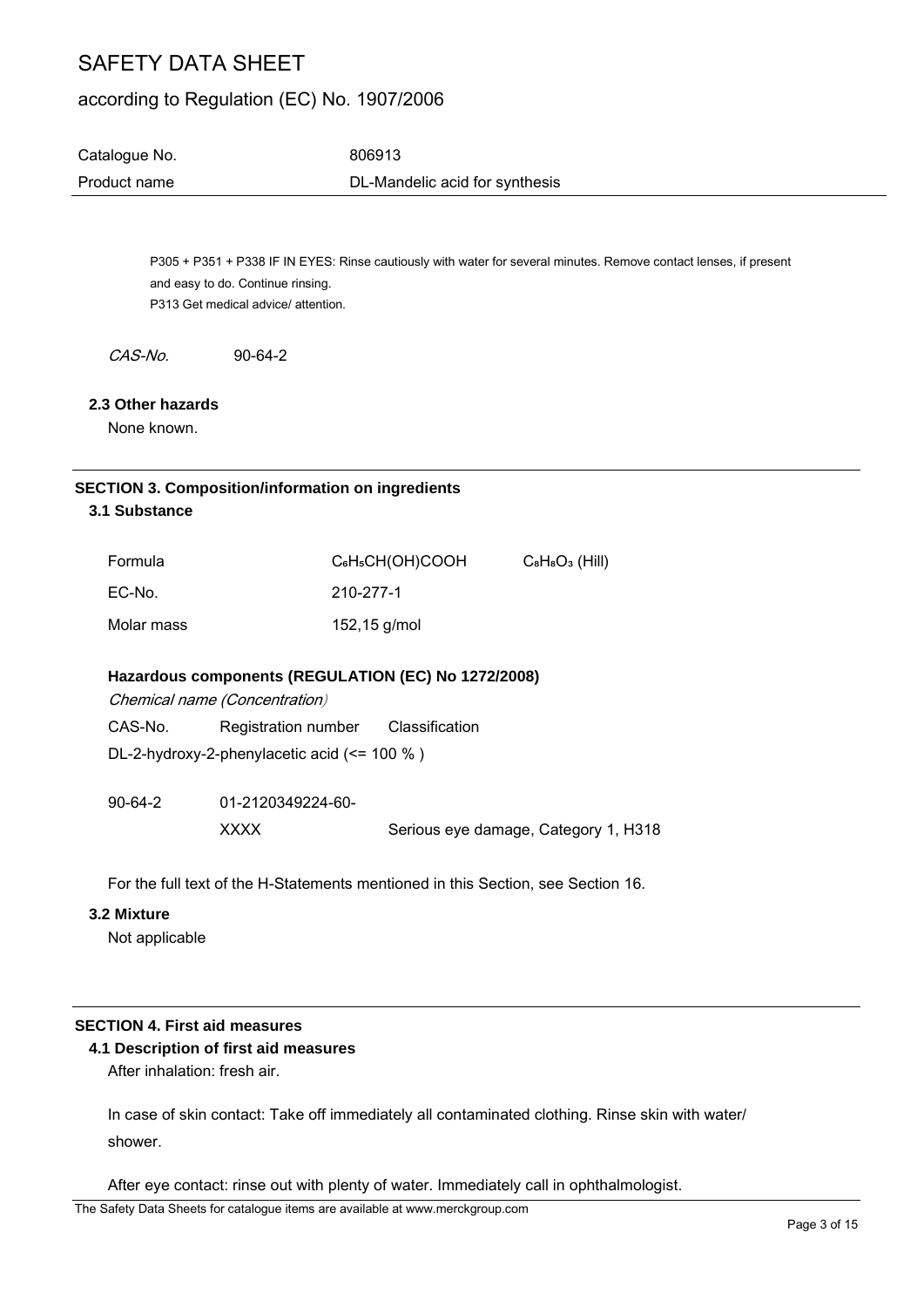P305 + P351 + P338 IF IN EYES: Rinse cautiously with water for several minutes. Remove contact lenses, if present and easy to do. Continue rinsing.
P313 Get medical advice/ attention.

*CAS-No.* 90-64-2

### 2.3 Other hazards

None known.

## SECTION 3. Composition/information on ingredients

### 3.1 Substance

| | | |
|---|---|---|
| Formula | $C_6H_5CH(OH)COOH$ | $C_8H_8O_3$ (Hill) |
| EC-No. | 210-277-1 | |
| Molar mass | 152,15 g/mol | |

**Hazardous components (REGULATION (EC) No 1272/2008)**

*Chemical name (Concentration)*

| CAS-No. | Registration number | Classification |
|---|---|---|
| DL-2-hydroxy-2-phenylacetic acid (<= 100 % ) | | |
| 90-64-2 | 01-2120349224-60-XXXX | Serious eye damage, Category 1, H318 |

For the full text of the H-Statements mentioned in this Section, see Section 16.

### 3.2 Mixture

Not applicable

## SECTION 4. First aid measures

### 4.1 Description of first aid measures

After inhalation: fresh air.

In case of skin contact: Take off immediately all contaminated clothing. Rinse skin with water/ shower.

After eye contact: rinse out with plenty of water. Immediately call in ophthalmologist.

The Safety Data Sheets for catalogue items are available at www.merckgroup.com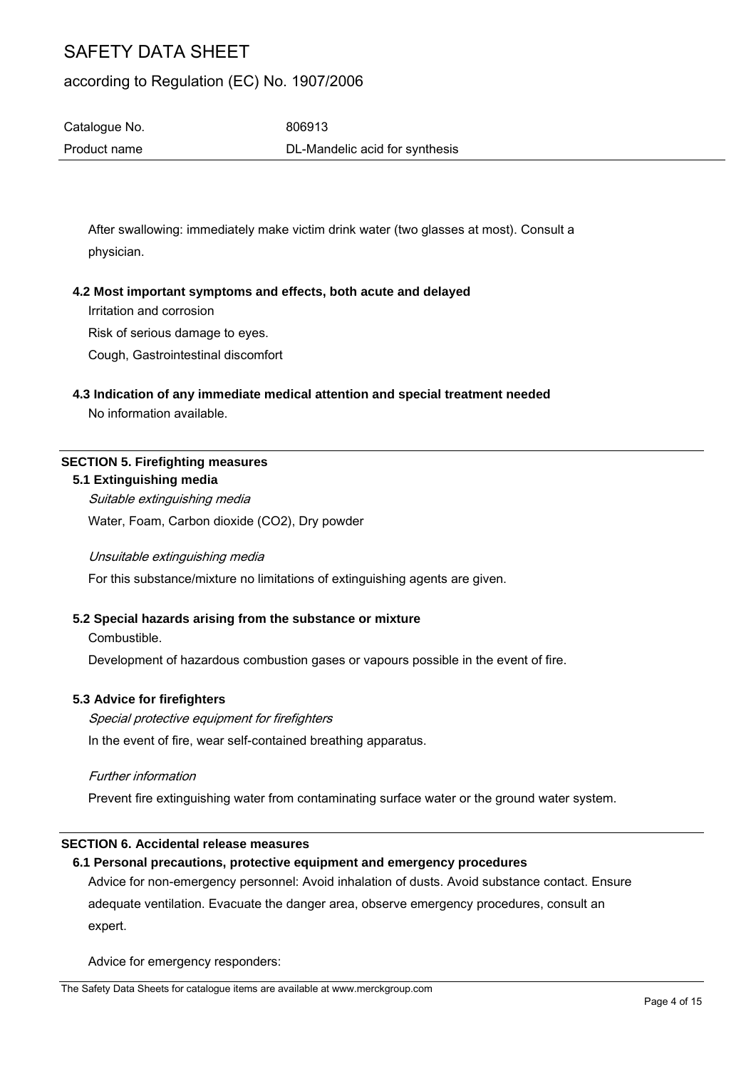After swallowing: immediately make victim drink water (two glasses at most). Consult a physician.

### 4.2 Most important symptoms and effects, both acute and delayed

Irritation and corrosion

Risk of serious damage to eyes.

Cough, Gastrointestinal discomfort

### 4.3 Indication of any immediate medical attention and special treatment needed

No information available.

## SECTION 5. Firefighting measures

### 5.1 Extinguishing media

*Suitable extinguishing media*

Water, Foam, Carbon dioxide ($CO_2$), Dry powder

*Unsuitable extinguishing media*

For this substance/mixture no limitations of extinguishing agents are given.

### 5.2 Special hazards arising from the substance or mixture

Combustible.

Development of hazardous combustion gases or vapours possible in the event of fire.

### 5.3 Advice for firefighters

*Special protective equipment for firefighters*

In the event of fire, wear self-contained breathing apparatus.

*Further information*

Prevent fire extinguishing water from contaminating surface water or the ground water system.

## SECTION 6. Accidental release measures

### 6.1 Personal precautions, protective equipment and emergency procedures

Advice for non-emergency personnel: Avoid inhalation of dusts. Avoid substance contact. Ensure adequate ventilation. Evacuate the danger area, observe emergency procedures, consult an expert.

Advice for emergency responders: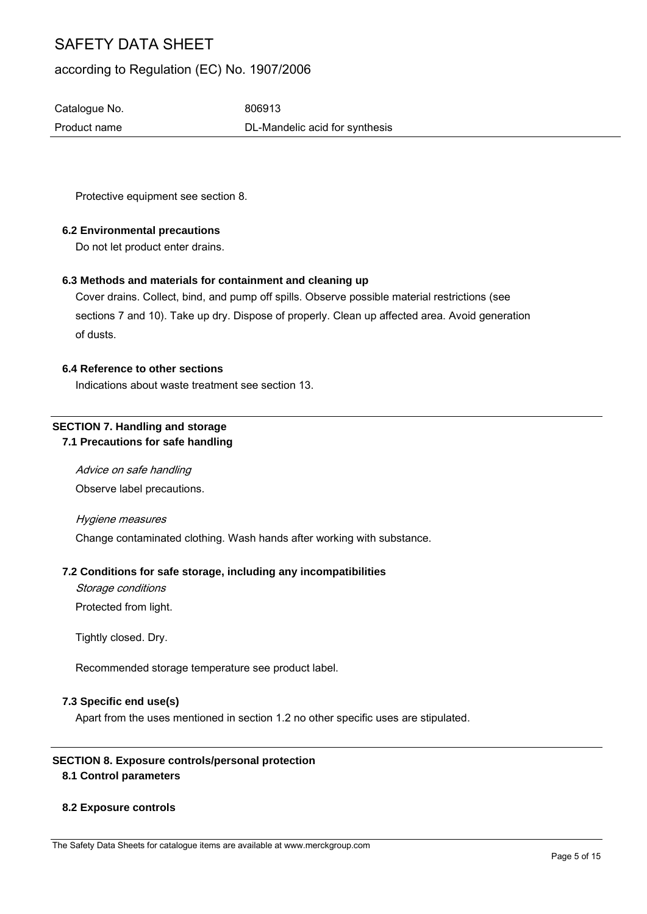Protective equipment see section 8.

### 6.2 Environmental precautions

Do not let product enter drains.

### 6.3 Methods and materials for containment and cleaning up

Cover drains. Collect, bind, and pump off spills. Observe possible material restrictions (see sections 7 and 10). Take up dry. Dispose of properly. Clean up affected area. Avoid generation of dusts.

### 6.4 Reference to other sections

Indications about waste treatment see section 13.

## SECTION 7. Handling and storage

### 7.1 Precautions for safe handling

*Advice on safe handling*

Observe label precautions.

*Hygiene measures*

Change contaminated clothing. Wash hands after working with substance.

### 7.2 Conditions for safe storage, including any incompatibilities

*Storage conditions*

Protected from light.

Tightly closed. Dry.

Recommended storage temperature see product label.

### 7.3 Specific end use(s)

Apart from the uses mentioned in section 1.2 no other specific uses are stipulated.

## SECTION 8. Exposure controls/personal protection

### 8.1 Control parameters

### 8.2 Exposure controls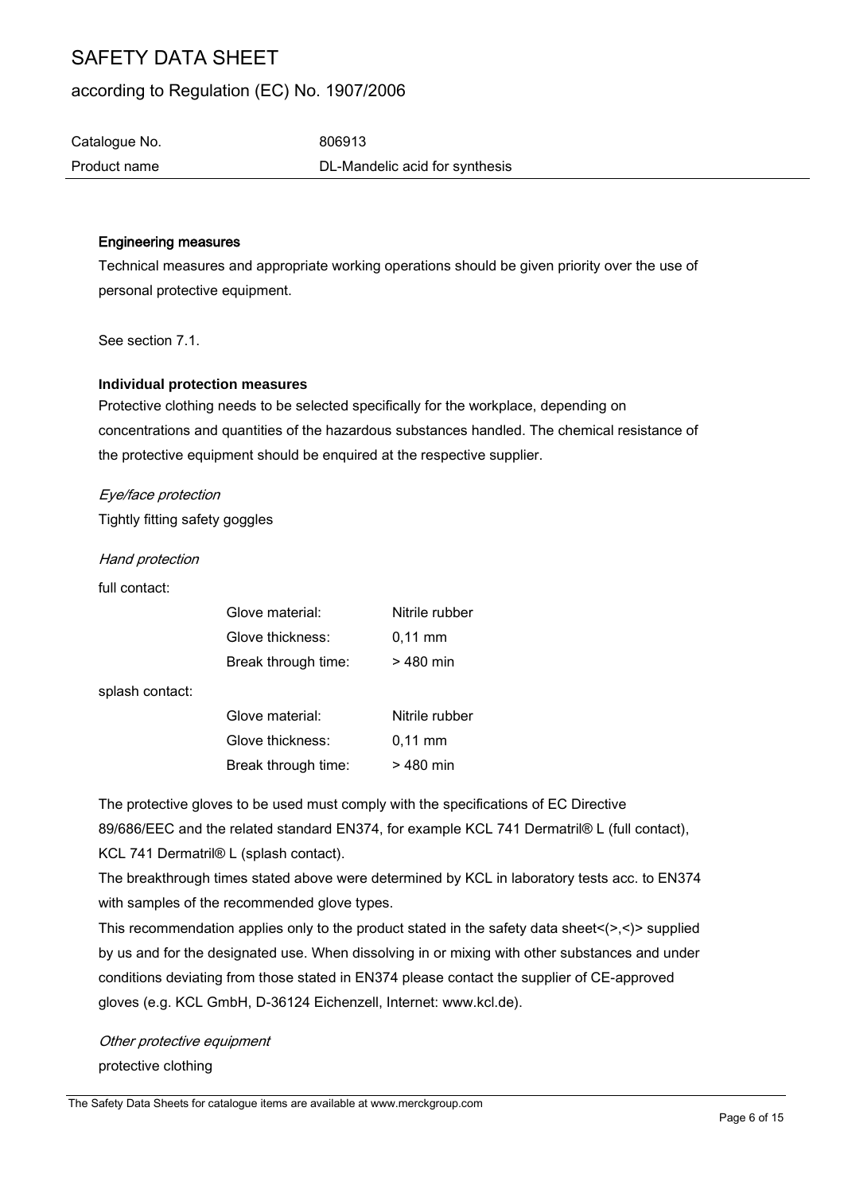#### Engineering measures

Technical measures and appropriate working operations should be given priority over the use of personal protective equipment.

See section 7.1.

#### Individual protection measures

Protective clothing needs to be selected specifically for the workplace, depending on concentrations and quantities of the hazardous substances handled. The chemical resistance of the protective equipment should be enquired at the respective supplier.

*Eye/face protection*

Tightly fitting safety goggles

*Hand protection*

full contact:

| | | |
|---|---|---|
| | Glove material: | Nitrile rubber |
| | Glove thickness: | 0,11 mm |
| | Break through time: | > 480 min |

splash contact:

| | | |
|---|---|---|
| | Glove material: | Nitrile rubber |
| | Glove thickness: | 0,11 mm |
| | Break through time: | > 480 min |

The protective gloves to be used must comply with the specifications of EC Directive 89/686/EEC and the related standard EN374, for example KCL 741 Dermatril® L (full contact), KCL 741 Dermatril® L (splash contact).

The breakthrough times stated above were determined by KCL in laboratory tests acc. to EN374 with samples of the recommended glove types.

This recommendation applies only to the product stated in the safety data sheet<(>,<)> supplied by us and for the designated use. When dissolving in or mixing with other substances and under conditions deviating from those stated in EN374 please contact the supplier of CE-approved gloves (e.g. KCL GmbH, D-36124 Eichenzell, Internet: www.kcl.de).

*Other protective equipment*

protective clothing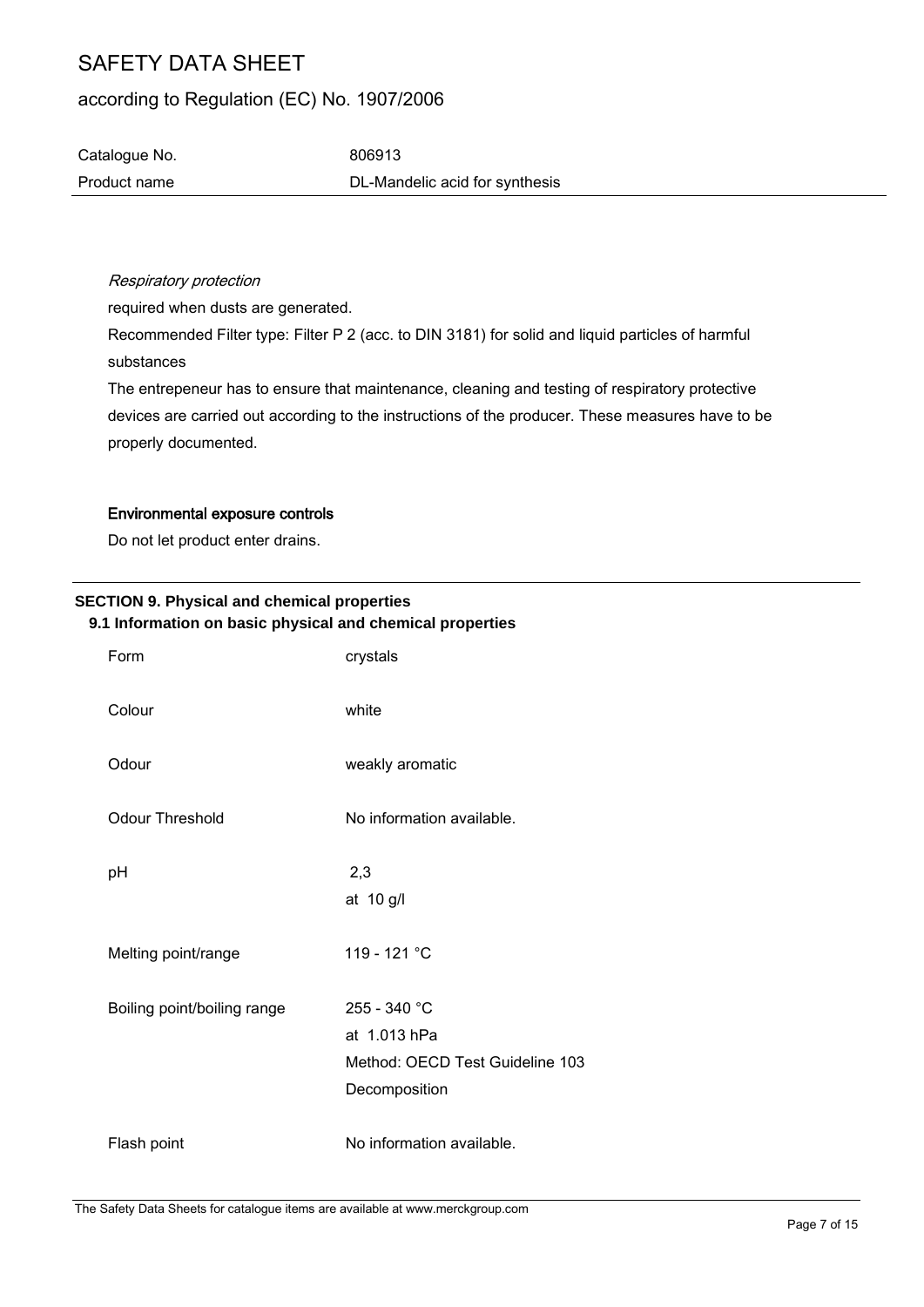*Respiratory protection*

required when dusts are generated.

Recommended Filter type: Filter P 2 (acc. to DIN 3181) for solid and liquid particles of harmful substances

The entrepeneur has to ensure that maintenance, cleaning and testing of respiratory protective devices are carried out according to the instructions of the producer. These measures have to be properly documented.

**Environmental exposure controls**

Do not let product enter drains.

## SECTION 9. Physical and chemical properties

### 9.1 Information on basic physical and chemical properties

| | |
|---|---|
| Form | crystals |
| Colour | white |
| Odour | weakly aromatic |
| Odour Threshold | No information available. |
| pH | 2,3<br>at 10 g/l |
| Melting point/range | 119 - 121 °C |
| Boiling point/boiling range | 255 - 340 °C<br>at 1.013 hPa<br>Method: OECD Test Guideline 103<br>Decomposition |
| Flash point | No information available. |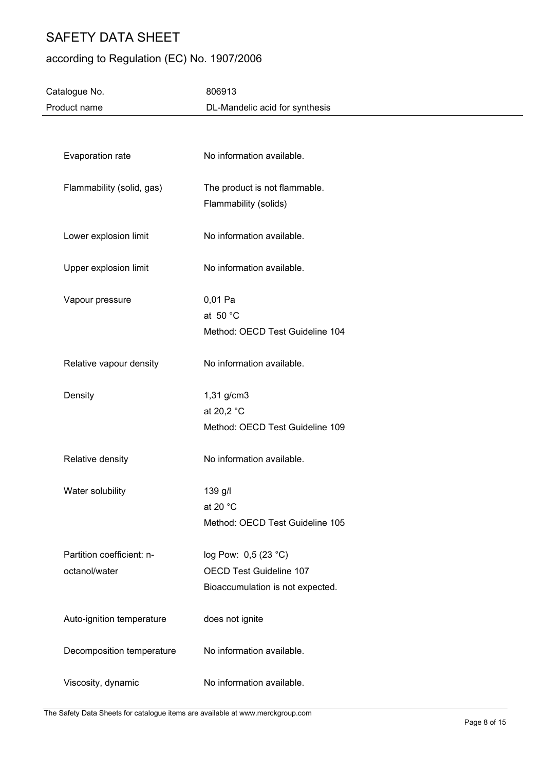| Property | Value |
| --- | --- |
| Evaporation rate | No information available. |
| Flammability (solid, gas) | The product is not flammable.<br>Flammability (solids) |
| Lower explosion limit | No information available. |
| Upper explosion limit | No information available. |
| Vapour pressure | 0,01 Pa<br>at 50 °C<br>Method: OECD Test Guideline 104 |
| Relative vapour density | No information available. |
| Density | 1,31 g/cm3<br>at 20,2 °C<br>Method: OECD Test Guideline 109 |
| Relative density | No information available. |
| Water solubility | 139 g/l<br>at 20 °C<br>Method: OECD Test Guideline 105 |
| Partition coefficient: n-octanol/water | log Pow: 0,5 (23 °C)<br>OECD Test Guideline 107<br>Bioaccumulation is not expected. |
| Auto-ignition temperature | does not ignite |
| Decomposition temperature | No information available. |
| Viscosity, dynamic | No information available. |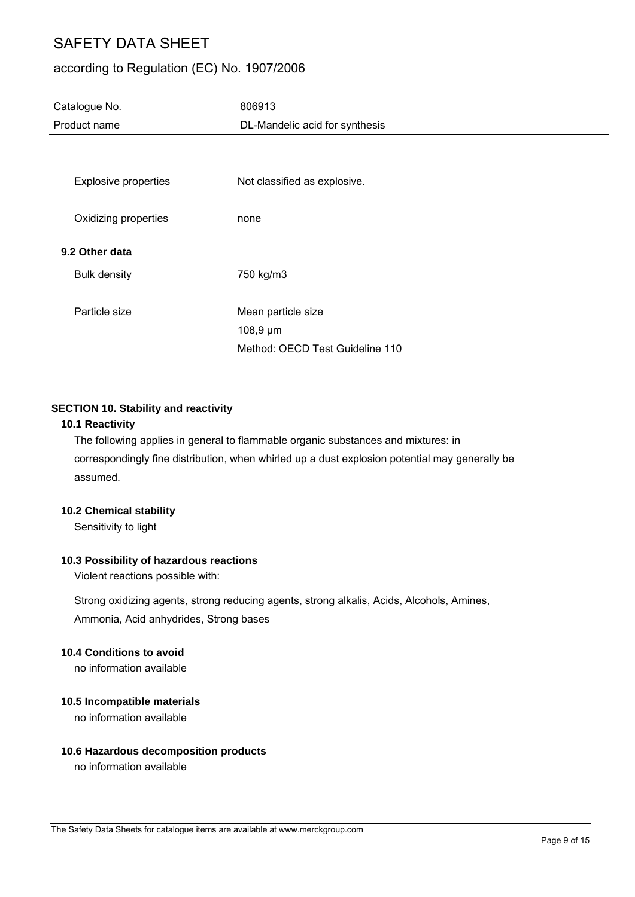| | |
|---|---|
| Explosive properties | Not classified as explosive. |
| Oxidizing properties | none |

**9.2 Other data**

| | |
|---|---|
| Bulk density | 750 kg/m3 |
| Particle size | Mean particle size<br>108,9 µm<br>Method: OECD Test Guideline 110 |

## SECTION 10. Stability and reactivity

### 10.1 Reactivity

The following applies in general to flammable organic substances and mixtures: in correspondingly fine distribution, when whirled up a dust explosion potential may generally be assumed.

### 10.2 Chemical stability

Sensitivity to light

### 10.3 Possibility of hazardous reactions

Violent reactions possible with:

Strong oxidizing agents, strong reducing agents, strong alkalis, Acids, Alcohols, Amines, Ammonia, Acid anhydrides, Strong bases

### 10.4 Conditions to avoid

no information available

### 10.5 Incompatible materials

no information available

### 10.6 Hazardous decomposition products

no information available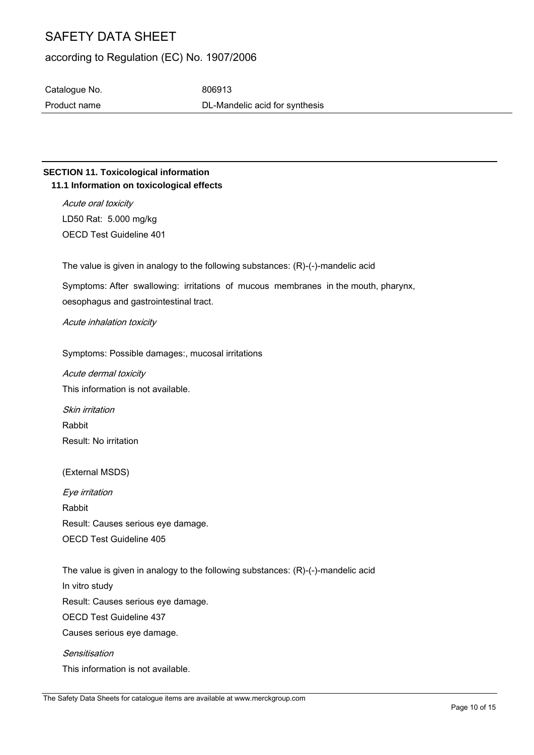## SECTION 11. Toxicological information

### 11.1 Information on toxicological effects

*Acute oral toxicity*

LD50 Rat: 5.000 mg/kg

OECD Test Guideline 401

The value is given in analogy to the following substances: (R)-(-)-mandelic acid

Symptoms: After swallowing: irritations of mucous membranes in the mouth, pharynx, oesophagus and gastrointestinal tract.

*Acute inhalation toxicity*

Symptoms: Possible damages:, mucosal irritations

*Acute dermal toxicity*

This information is not available.

*Skin irritation*

Rabbit

Result: No irritation

(External MSDS)

*Eye irritation*

Rabbit

Result: Causes serious eye damage.

OECD Test Guideline 405

The value is given in analogy to the following substances: (R)-(-)-mandelic acid

In vitro study

Result: Causes serious eye damage.

OECD Test Guideline 437

Causes serious eye damage.

*Sensitisation*

This information is not available.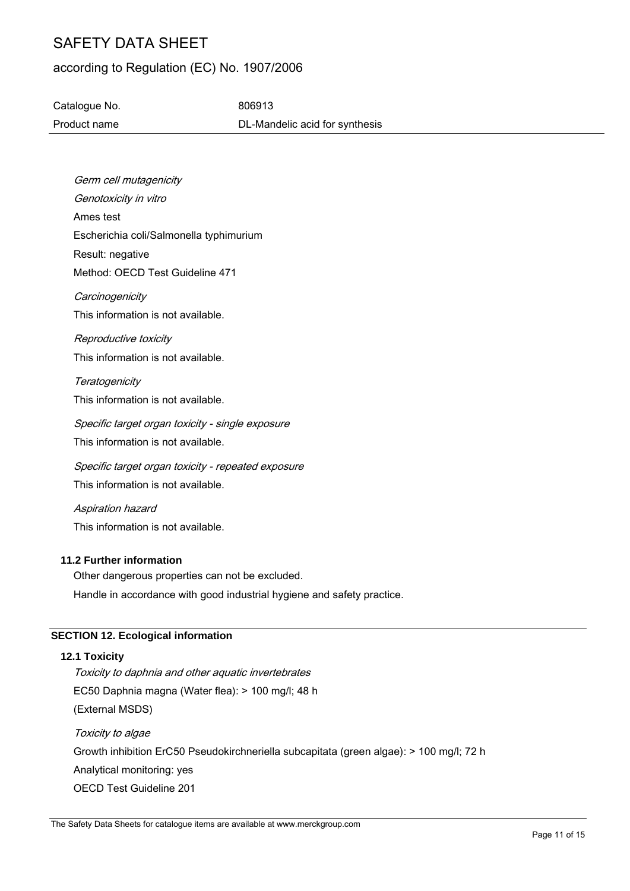*Germ cell mutagenicity*

*Genotoxicity in vitro*

Ames test

Escherichia coli/Salmonella typhimurium

Result: negative

Method: OECD Test Guideline 471

*Carcinogenicity*

This information is not available.

*Reproductive toxicity*

This information is not available.

*Teratogenicity*

This information is not available.

*Specific target organ toxicity - single exposure*

This information is not available.

*Specific target organ toxicity - repeated exposure*

This information is not available.

*Aspiration hazard*

This information is not available.

### 11.2 Further information

Other dangerous properties can not be excluded.

Handle in accordance with good industrial hygiene and safety practice.

## SECTION 12. Ecological information

### 12.1 Toxicity

*Toxicity to daphnia and other aquatic invertebrates*

EC50 Daphnia magna (Water flea): > 100 mg/l; 48 h

(External MSDS)

*Toxicity to algae*

Growth inhibition ErC50 Pseudokirchneriella subcapitata (green algae): > 100 mg/l; 72 h

Analytical monitoring: yes

OECD Test Guideline 201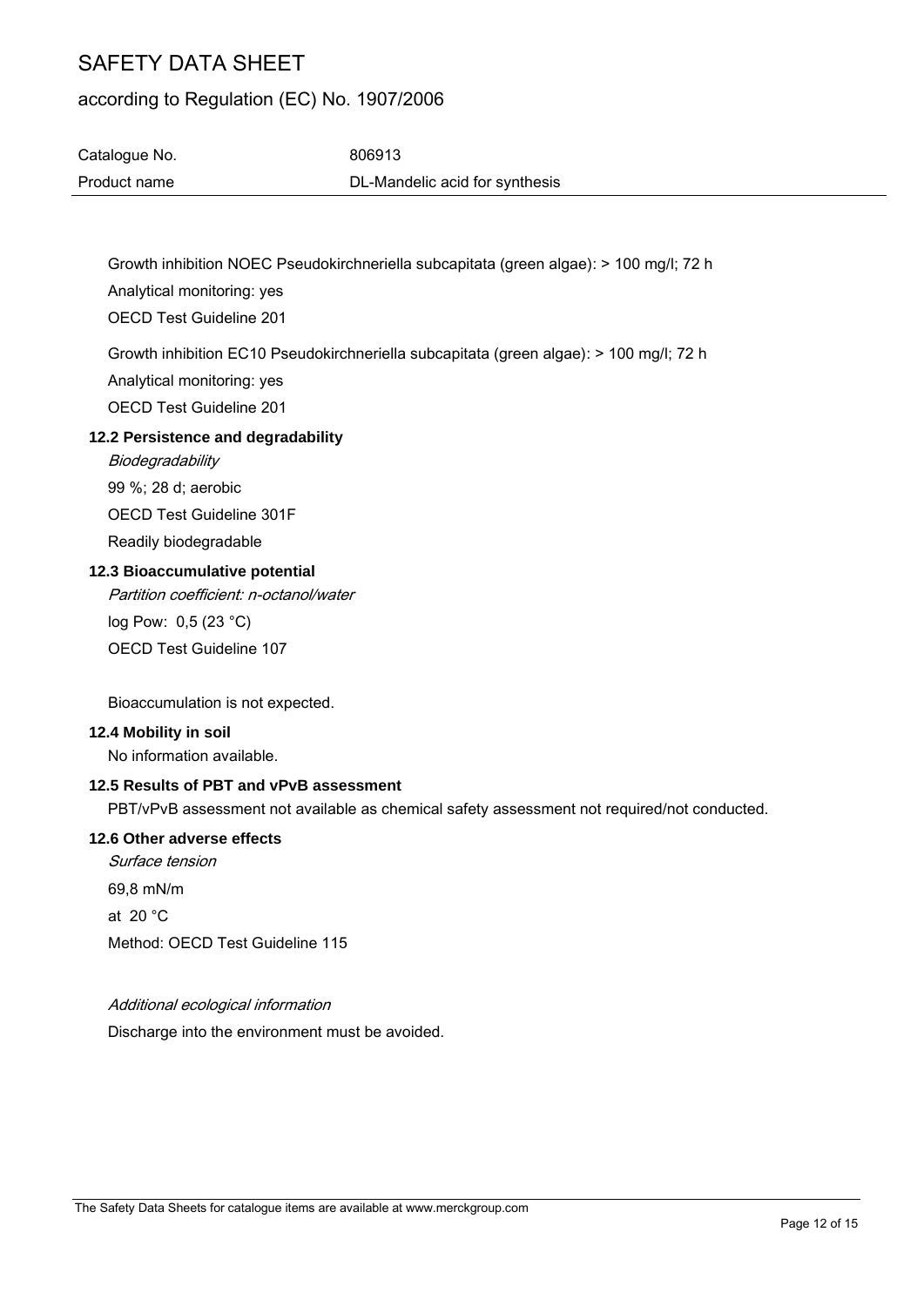Growth inhibition NOEC Pseudokirchneriella subcapitata (green algae): > 100 mg/l; 72 h

Analytical monitoring: yes

OECD Test Guideline 201

Growth inhibition EC10 Pseudokirchneriella subcapitata (green algae): > 100 mg/l; 72 h

Analytical monitoring: yes

OECD Test Guideline 201

### 12.2 Persistence and degradability

*Biodegradability*

99 %; 28 d; aerobic

OECD Test Guideline 301F

Readily biodegradable

### 12.3 Bioaccumulative potential

*Partition coefficient: n-octanol/water*

log Pow: 0,5 (23 °C)

OECD Test Guideline 107

Bioaccumulation is not expected.

### 12.4 Mobility in soil

No information available.

### 12.5 Results of PBT and vPvB assessment

PBT/vPvB assessment not available as chemical safety assessment not required/not conducted.

### 12.6 Other adverse effects

*Surface tension*

69,8 mN/m

at 20 °C

Method: OECD Test Guideline 115

*Additional ecological information*

Discharge into the environment must be avoided.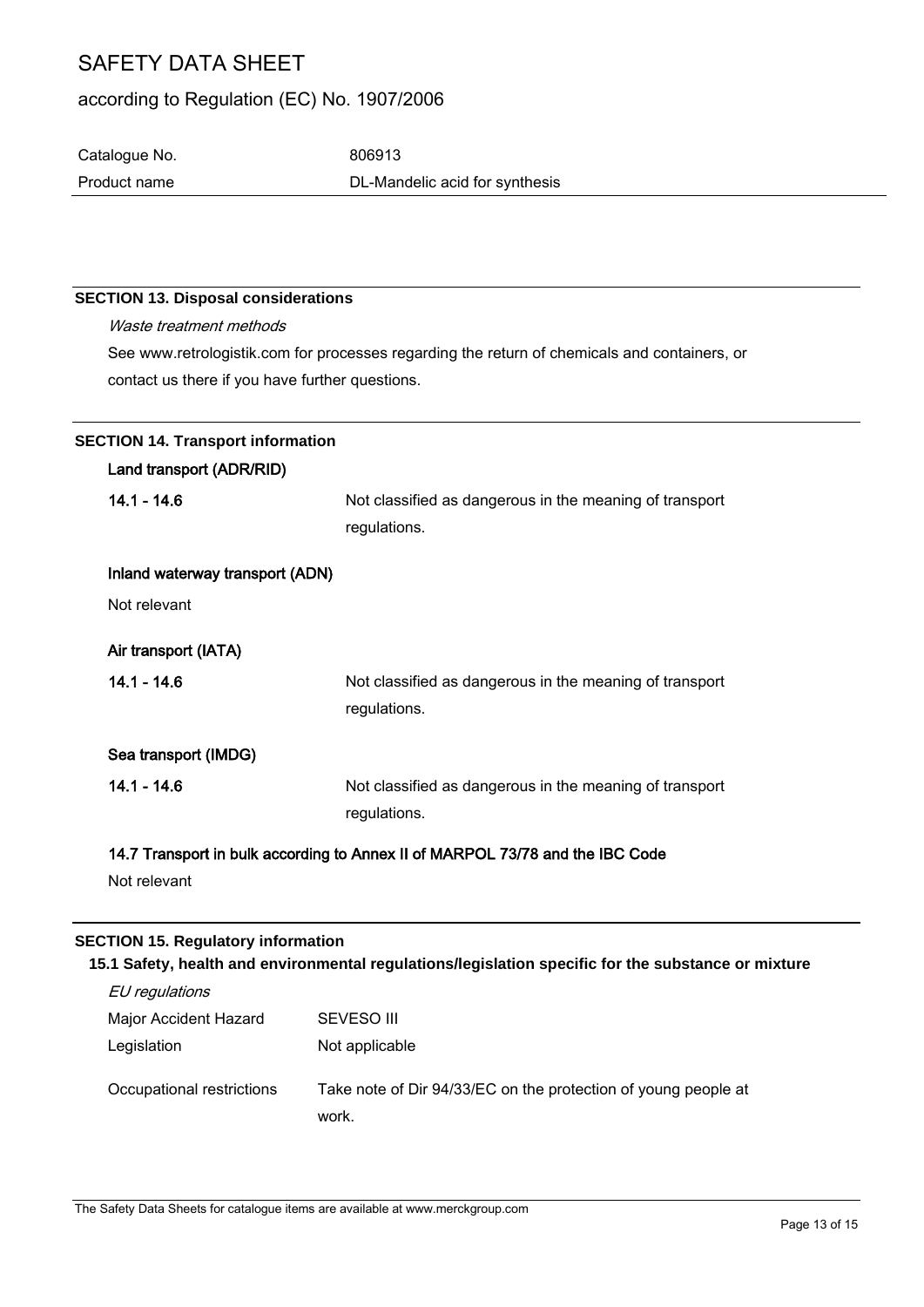## SECTION 13. Disposal considerations

*Waste treatment methods*

See www.retrologistik.com for processes regarding the return of chemicals and containers, or contact us there if you have further questions.

## SECTION 14. Transport information

**Land transport (ADR/RID)**

| | |
|---|---|
| **14.1 - 14.6** | Not classified as dangerous in the meaning of transport regulations. |

**Inland waterway transport (ADN)**

Not relevant

**Air transport (IATA)**

| | |
|---|---|
| **14.1 - 14.6** | Not classified as dangerous in the meaning of transport regulations. |

**Sea transport (IMDG)**

| | |
|---|---|
| **14.1 - 14.6** | Not classified as dangerous in the meaning of transport regulations. |

**14.7 Transport in bulk according to Annex II of MARPOL 73/78 and the IBC Code**

Not relevant

## SECTION 15. Regulatory information

### 15.1 Safety, health and environmental regulations/legislation specific for the substance or mixture

*EU regulations*

| | |
|---|---|
| Major Accident Hazard Legislation | SEVESO III<br>Not applicable |
| Occupational restrictions | Take note of Dir 94/33/EC on the protection of young people at work. |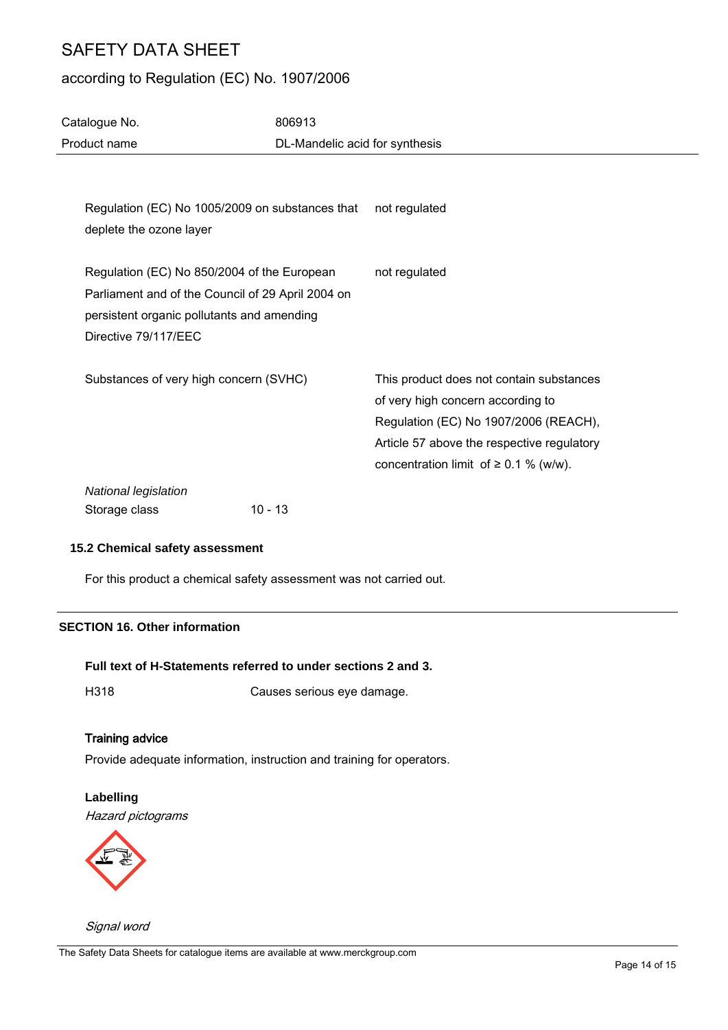| | |
|---|---|
| Regulation (EC) No 1005/2009 on substances that deplete the ozone layer | not regulated |
| Regulation (EC) No 850/2004 of the European Parliament and of the Council of 29 April 2004 on persistent organic pollutants and amending Directive 79/117/EEC | not regulated |
| Substances of very high concern (SVHC) | This product does not contain substances of very high concern according to Regulation (EC) No 1907/2006 (REACH), Article 57 above the respective regulatory concentration limit of ≥ 0.1 % (w/w). |

*National legislation*

Storage class 10 - 13

### 15.2 Chemical safety assessment

For this product a chemical safety assessment was not carried out.

## SECTION 16. Other information

**Full text of H-Statements referred to under sections 2 and 3.**

H318 Causes serious eye damage.

**Training advice**

Provide adequate information, instruction and training for operators.

**Labelling**

*Hazard pictograms*

*Signal word*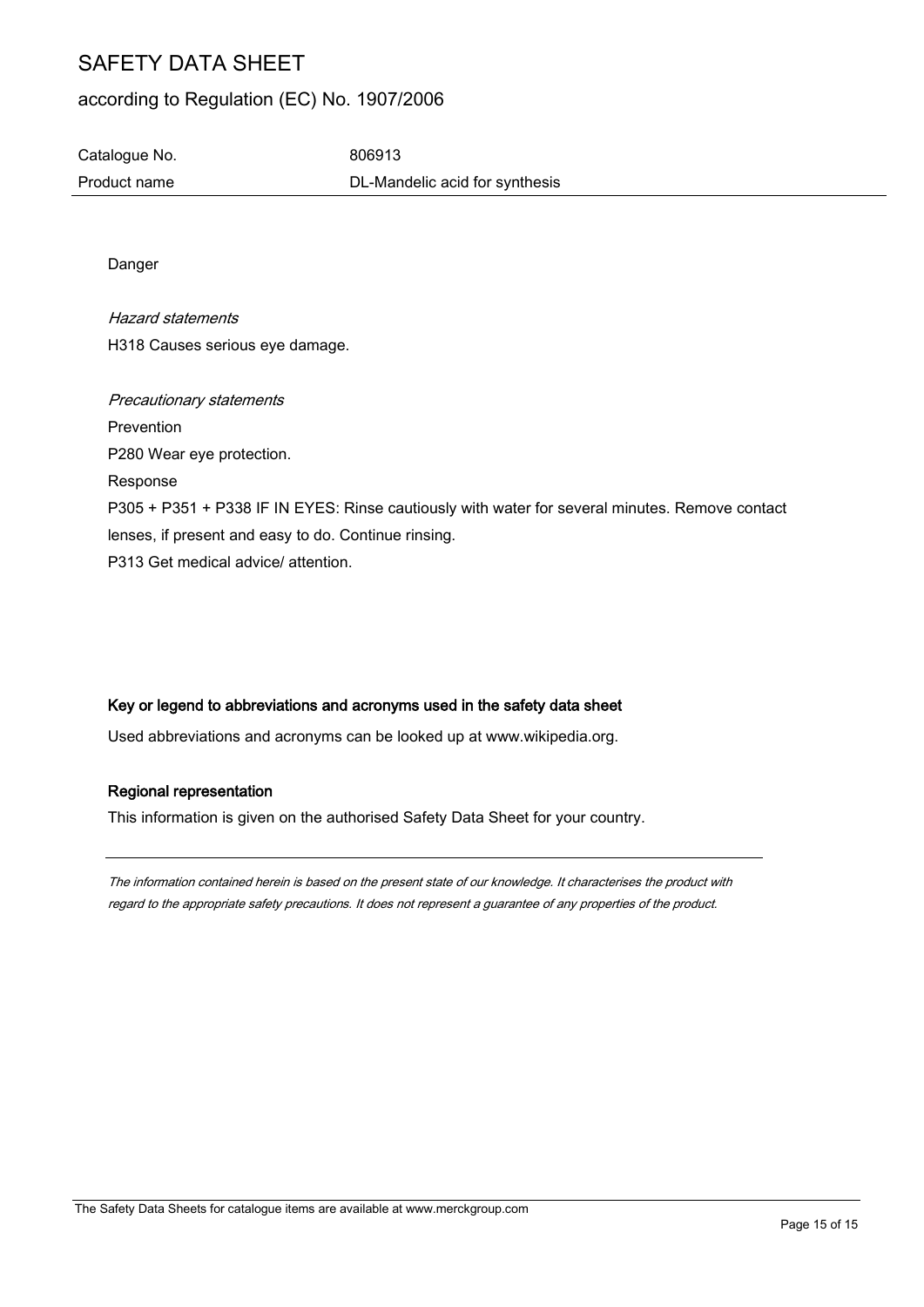Danger

*Hazard statements*

H318 Causes serious eye damage.

*Precautionary statements*

Prevention

P280 Wear eye protection.

Response

P305 + P351 + P338 IF IN EYES: Rinse cautiously with water for several minutes. Remove contact lenses, if present and easy to do. Continue rinsing.

P313 Get medical advice/ attention.

**Key or legend to abbreviations and acronyms used in the safety data sheet**

Used abbreviations and acronyms can be looked up at www.wikipedia.org.

**Regional representation**

This information is given on the authorised Safety Data Sheet for your country.

---

*The information contained herein is based on the present state of our knowledge. It characterises the product with regard to the appropriate safety precautions. It does not represent a guarantee of any properties of the product.*